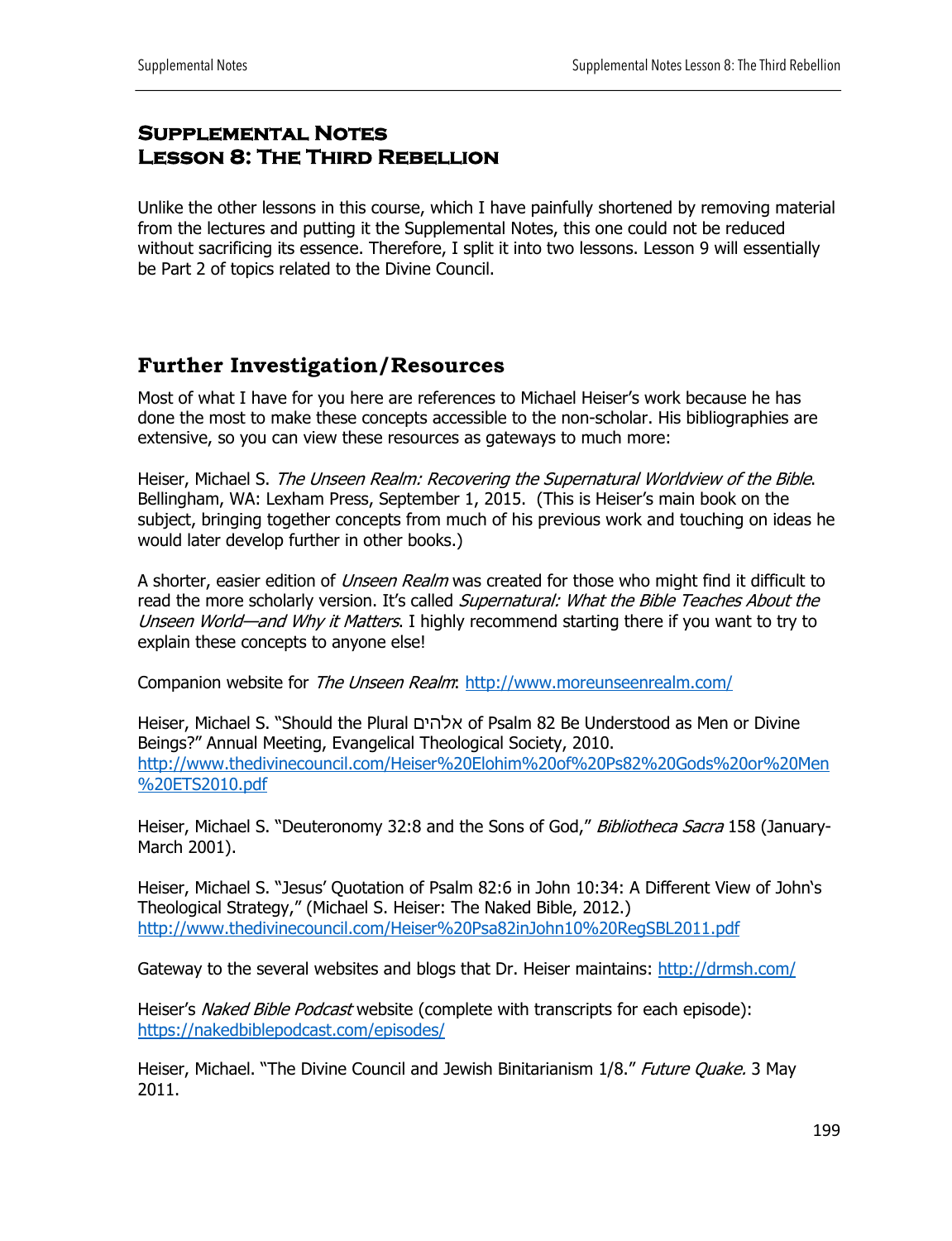# Supplemental Notes
# Lesson 8: The Third Rebellion

Unlike the other lessons in this course, which I have painfully shortened by removing material from the lectures and putting it the Supplemental Notes, this one could not be reduced without sacrificing its essence. Therefore, I split it into two lessons. Lesson 9 will essentially be Part 2 of topics related to the Divine Council.

## Further Investigation/Resources

Most of what I have for you here are references to Michael Heiser's work because he has done the most to make these concepts accessible to the non-scholar. His bibliographies are extensive, so you can view these resources as gateways to much more:

Heiser, Michael S. *The Unseen Realm: Recovering the Supernatural Worldview of the Bible*. Bellingham, WA: Lexham Press, September 1, 2015. (This is Heiser's main book on the subject, bringing together concepts from much of his previous work and touching on ideas he would later develop further in other books.)

A shorter, easier edition of *Unseen Realm* was created for those who might find it difficult to read the more scholarly version. It's called *Supernatural: What the Bible Teaches About the Unseen World—and Why it Matters*. I highly recommend starting there if you want to try to explain these concepts to anyone else!

Companion website for *The Unseen Realm*: http://www.moreunseenrealm.com/

Heiser, Michael S. "Should the Plural אלהים of Psalm 82 Be Understood as Men or Divine Beings?" Annual Meeting, Evangelical Theological Society, 2010. http://www.thedivinecouncil.com/Heiser%20Elohim%20of%20Ps82%20Gods%20or%20Men%20ETS2010.pdf

Heiser, Michael S. "Deuteronomy 32:8 and the Sons of God," *Bibliotheca Sacra* 158 (January-March 2001).

Heiser, Michael S. "Jesus' Quotation of Psalm 82:6 in John 10:34: A Different View of John's Theological Strategy," (Michael S. Heiser: The Naked Bible, 2012.) http://www.thedivinecouncil.com/Heiser%20Psa82inJohn10%20RegSBL2011.pdf

Gateway to the several websites and blogs that Dr. Heiser maintains: http://drmsh.com/

Heiser's *Naked Bible Podcast* website (complete with transcripts for each episode): https://nakedbiblepodcast.com/episodes/

Heiser, Michael. "The Divine Council and Jewish Binitarianism 1/8." *Future Quake.* 3 May 2011.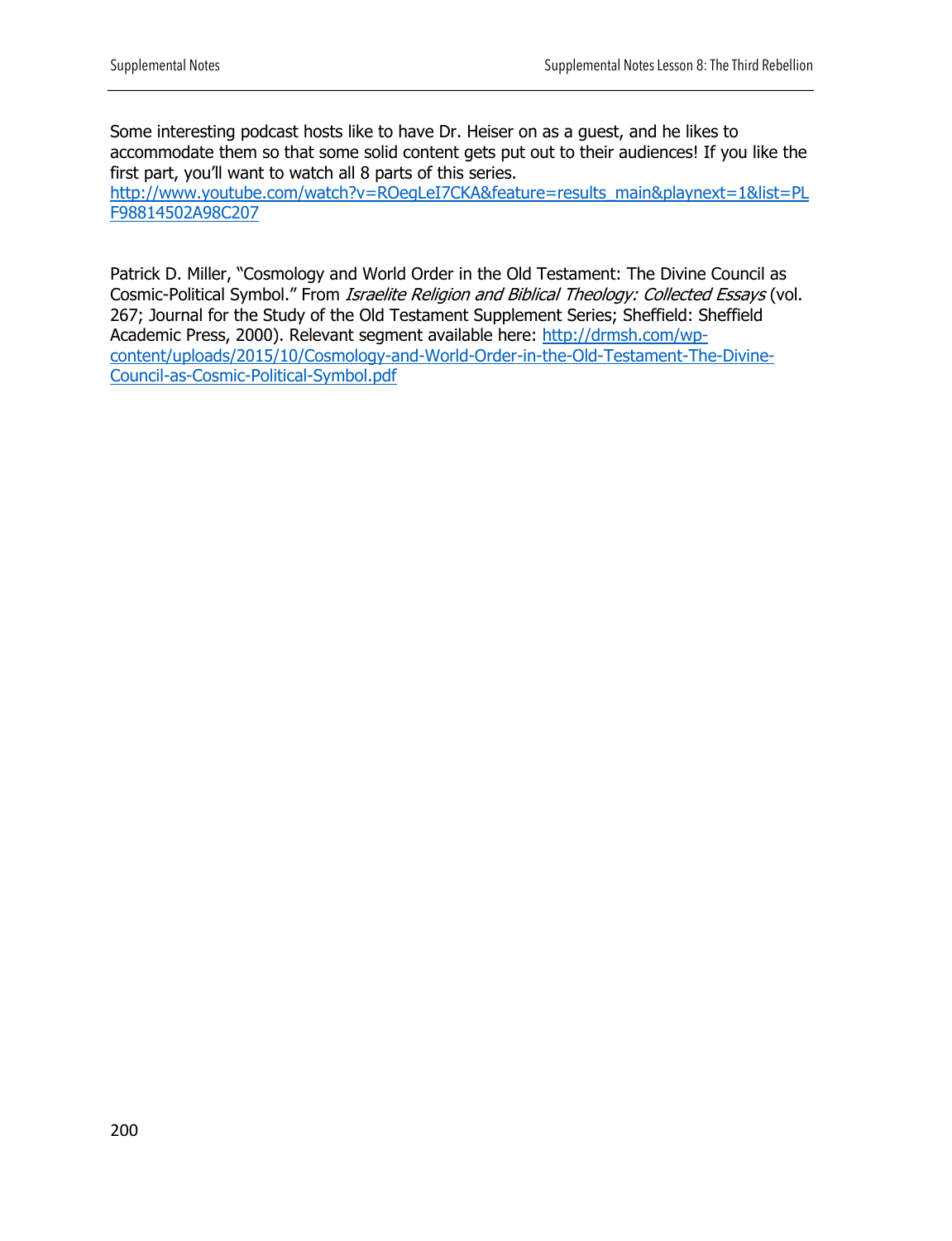Some interesting podcast hosts like to have Dr. Heiser on as a guest, and he likes to accommodate them so that some solid content gets put out to their audiences! If you like the first part, you'll want to watch all 8 parts of this series.
[http://www.youtube.com/watch?v=ROegLeI7CKA&feature=results_main&playnext=1&list=PLF98814502A98C207](http://www.youtube.com/watch?v=ROegLeI7CKA&feature=results_main&playnext=1&list=PLF98814502A98C207)

Patrick D. Miller, "Cosmology and World Order in the Old Testament: The Divine Council as Cosmic-Political Symbol." From *Israelite Religion and Biblical Theology: Collected Essays* (vol. 267; Journal for the Study of the Old Testament Supplement Series; Sheffield: Sheffield Academic Press, 2000). Relevant segment available here: [http://drmsh.com/wp-content/uploads/2015/10/Cosmology-and-World-Order-in-the-Old-Testament-The-Divine-Council-as-Cosmic-Political-Symbol.pdf](http://drmsh.com/wp-content/uploads/2015/10/Cosmology-and-World-Order-in-the-Old-Testament-The-Divine-Council-as-Cosmic-Political-Symbol.pdf)